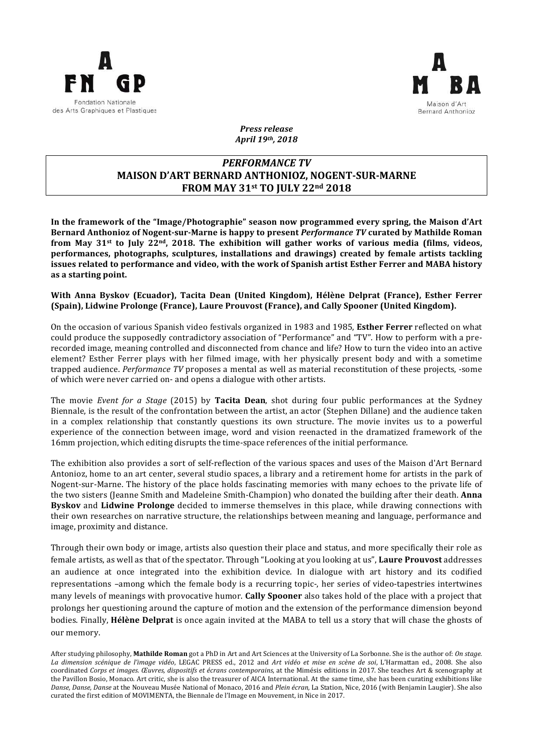Fondation Nationale des Arts Graphiques et Plastiques

Maison d'Art Bernard Anthonioz

***Press release***
***April 19th, 2018***

# *PERFORMANCE TV*
# MAISON D'ART BERNARD ANTHONIOZ, NOGENT-SUR-MARNE
# FROM MAY 31st TO JULY 22nd 2018

**In the framework of the "Image/Photographie" season now programmed every spring, the Maison d'Art Bernard Anthonioz of Nogent-sur-Marne is happy to present *Performance TV* curated by Mathilde Roman from May 31st to July 22nd, 2018. The exhibition will gather works of various media (films, videos, performances, photographs, sculptures, installations and drawings) created by female artists tackling issues related to performance and video, with the work of Spanish artist Esther Ferrer and MABA history as a starting point.**

**With Anna Byskov (Ecuador), Tacita Dean (United Kingdom), Hélène Delprat (France), Esther Ferrer (Spain), Lidwine Prolonge (France), Laure Prouvost (France), and Cally Spooner (United Kingdom).**

On the occasion of various Spanish video festivals organized in 1983 and 1985, **Esther Ferrer** reflected on what could produce the supposedly contradictory association of "Performance" and "TV". How to perform with a pre-recorded image, meaning controlled and disconnected from chance and life? How to turn the video into an active element? Esther Ferrer plays with her filmed image, with her physically present body and with a sometime trapped audience. *Performance TV* proposes a mental as well as material reconstitution of these projects, -some of which were never carried on- and opens a dialogue with other artists.

The movie *Event for a Stage* (2015) by **Tacita Dean**, shot during four public performances at the Sydney Biennale, is the result of the confrontation between the artist, an actor (Stephen Dillane) and the audience taken in a complex relationship that constantly questions its own structure. The movie invites us to a powerful experience of the connection between image, word and vision reenacted in the dramatized framework of the 16mm projection, which editing disrupts the time-space references of the initial performance.

The exhibition also provides a sort of self-reflection of the various spaces and uses of the Maison d'Art Bernard Antonioz, home to an art center, several studio spaces, a library and a retirement home for artists in the park of Nogent-sur-Marne. The history of the place holds fascinating memories with many echoes to the private life of the two sisters (Jeanne Smith and Madeleine Smith-Champion) who donated the building after their death. **Anna Byskov** and **Lidwine Prolonge** decided to immerse themselves in this place, while drawing connections with their own researches on narrative structure, the relationships between meaning and language, performance and image, proximity and distance.

Through their own body or image, artists also question their place and status, and more specifically their role as female artists, as well as that of the spectator. Through "Looking at you looking at us", **Laure Prouvost** addresses an audience at once integrated into the exhibition device. In dialogue with art history and its codified representations –among which the female body is a recurring topic-, her series of video-tapestries intertwines many levels of meanings with provocative humor. **Cally Spooner** also takes hold of the place with a project that prolongs her questioning around the capture of motion and the extension of the performance dimension beyond bodies. Finally, **Hélène Delprat** is once again invited at the MABA to tell us a story that will chase the ghosts of our memory.

After studying philosophy, **Mathilde Roman** got a PhD in Art and Art Sciences at the University of La Sorbonne. She is the author of: *On stage. La dimension scénique de l'image vidéo*, LEGAC PRESS ed., 2012 and *Art vidéo et mise en scène de soi*, L'Harmattan ed., 2008. She also coordinated *Corps et images. Œuvres, dispositifs et écrans contemporains*, at the Mimésis editions in 2017. She teaches Art & scenography at the Pavillon Bosio, Monaco. Art critic, she is also the treasurer of AICA International. At the same time, she has been curating exhibitions like *Danse, Danse, Danse* at the Nouveau Musée National of Monaco, 2016 and *Plein écran*, La Station, Nice, 2016 (with Benjamin Laugier). She also curated the first edition of MOVIMENTA, the Biennale de l'Image en Mouvement, in Nice in 2017.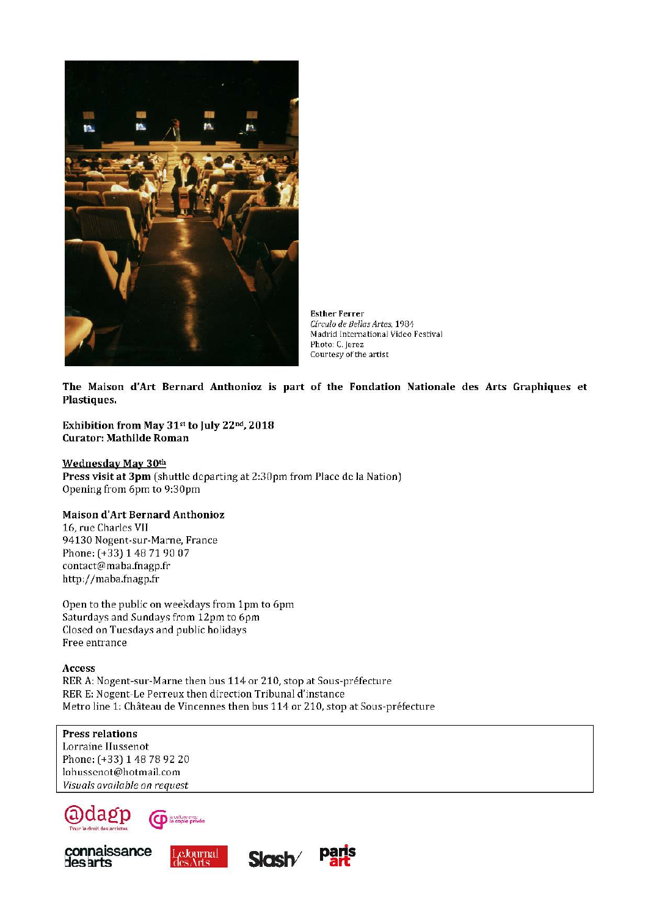Esther Ferrer
*Círculo de Bellas Artes*, 1984
Madrid International Video Festival
Photo: C. Jerez
Courtesy of the artist

**The Maison d'Art Bernard Anthonioz is part of the Fondation Nationale des Arts Graphiques et Plastiques.**

**Exhibition from May 31st to July 22nd, 2018**
**Curator: Mathilde Roman**

Wednesday May 30th
**Press visit at 3pm** (shuttle departing at 2:30pm from Place de la Nation)
Opening from 6pm to 9:30pm

**Maison d'Art Bernard Anthonioz**
16, rue Charles VII
94130 Nogent-sur-Marne, France
Phone: (+33) 1 48 71 90 07
contact@maba.fnagp.fr
http://maba.fnagp.fr

Open to the public on weekdays from 1pm to 6pm
Saturdays and Sundays from 12pm to 6pm
Closed on Tuesdays and public holidays
Free entrance

**Access**
RER A: Nogent-sur-Marne then bus 114 or 210, stop at Sous-préfecture
RER E: Nogent-Le Perreux then direction Tribunal d'instance
Metro line 1: Château de Vincennes then bus 114 or 210, stop at Sous-préfecture

**Press relations**
Lorraine Hussenot
Phone: (+33) 1 48 78 92 20
lohussenot@hotmail.com
*Visuals available on request*